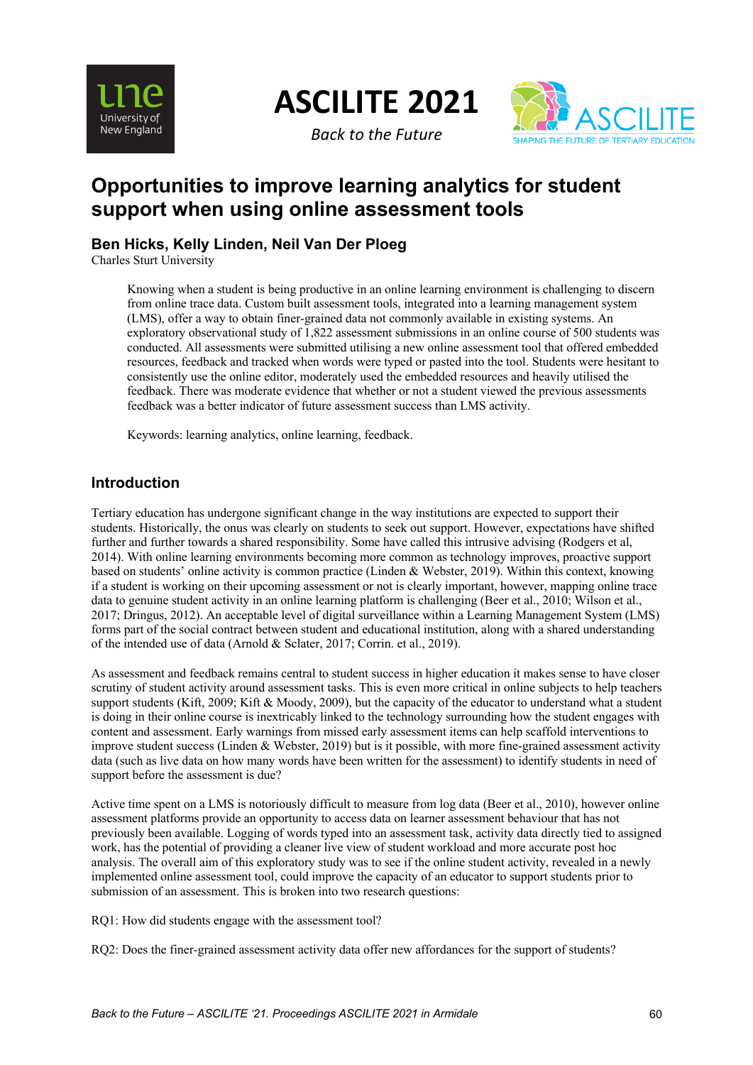# Opportunities to improve learning analytics for student support when using online assessment tools

**Ben Hicks, Kelly Linden, Neil Van Der Ploeg**
Charles Sturt University

Knowing when a student is being productive in an online learning environment is challenging to discern from online trace data. Custom built assessment tools, integrated into a learning management system (LMS), offer a way to obtain finer-grained data not commonly available in existing systems. An exploratory observational study of 1,822 assessment submissions in an online course of 500 students was conducted. All assessments were submitted utilising a new online assessment tool that offered embedded resources, feedback and tracked when words were typed or pasted into the tool. Students were hesitant to consistently use the online editor, moderately used the embedded resources and heavily utilised the feedback. There was moderate evidence that whether or not a student viewed the previous assessments feedback was a better indicator of future assessment success than LMS activity.

Keywords: learning analytics, online learning, feedback.

## Introduction

Tertiary education has undergone significant change in the way institutions are expected to support their students. Historically, the onus was clearly on students to seek out support. However, expectations have shifted further and further towards a shared responsibility. Some have called this intrusive advising (Rodgers et al, 2014). With online learning environments becoming more common as technology improves, proactive support based on students' online activity is common practice (Linden & Webster, 2019). Within this context, knowing if a student is working on their upcoming assessment or not is clearly important, however, mapping online trace data to genuine student activity in an online learning platform is challenging (Beer et al., 2010; Wilson et al., 2017; Dringus, 2012). An acceptable level of digital surveillance within a Learning Management System (LMS) forms part of the social contract between student and educational institution, along with a shared understanding of the intended use of data (Arnold & Sclater, 2017; Corrin. et al., 2019).

As assessment and feedback remains central to student success in higher education it makes sense to have closer scrutiny of student activity around assessment tasks. This is even more critical in online subjects to help teachers support students (Kift, 2009; Kift & Moody, 2009), but the capacity of the educator to understand what a student is doing in their online course is inextricably linked to the technology surrounding how the student engages with content and assessment. Early warnings from missed early assessment items can help scaffold interventions to improve student success (Linden & Webster, 2019) but is it possible, with more fine-grained assessment activity data (such as live data on how many words have been written for the assessment) to identify students in need of support before the assessment is due?

Active time spent on a LMS is notoriously difficult to measure from log data (Beer et al., 2010), however online assessment platforms provide an opportunity to access data on learner assessment behaviour that has not previously been available. Logging of words typed into an assessment task, activity data directly tied to assigned work, has the potential of providing a cleaner live view of student workload and more accurate post hoc analysis. The overall aim of this exploratory study was to see if the online student activity, revealed in a newly implemented online assessment tool, could improve the capacity of an educator to support students prior to submission of an assessment. This is broken into two research questions:

RQ1: How did students engage with the assessment tool?

RQ2: Does the finer-grained assessment activity data offer new affordances for the support of students?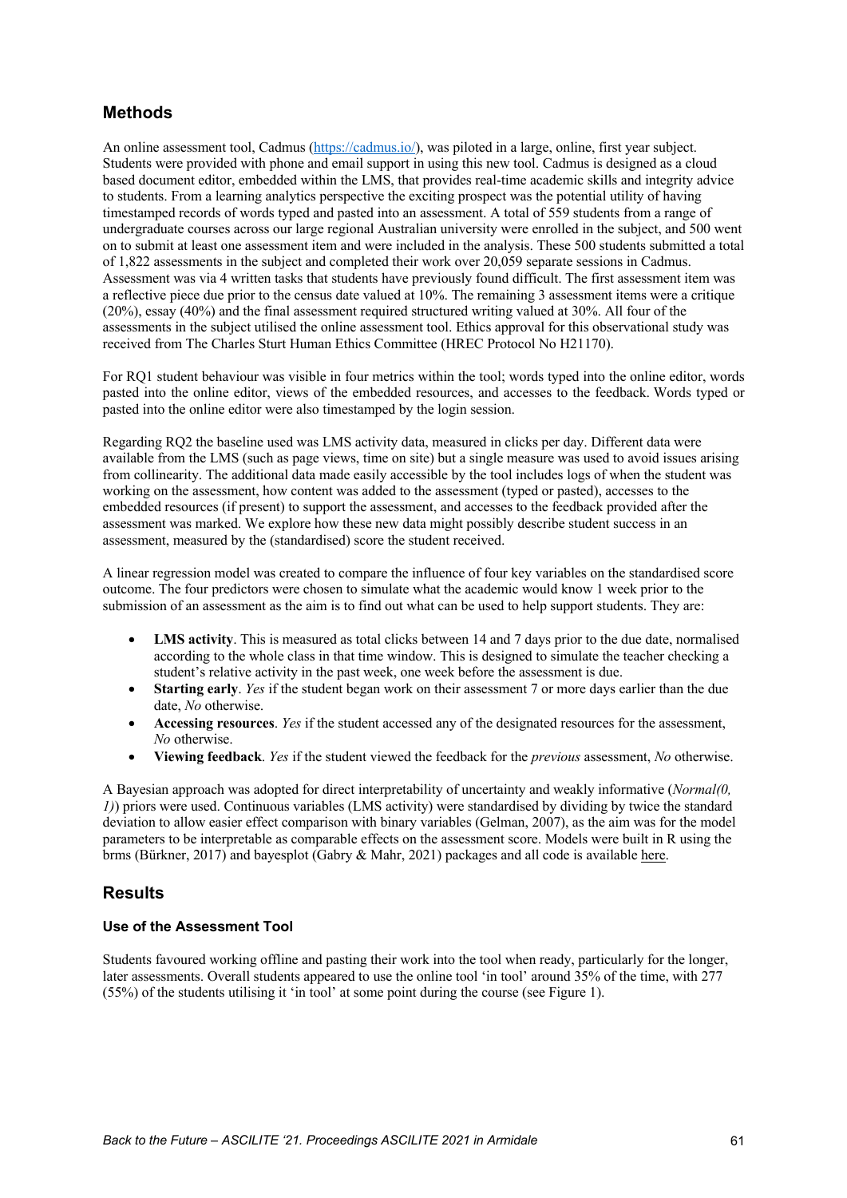## Methods

An online assessment tool, Cadmus (https://cadmus.io/), was piloted in a large, online, first year subject. Students were provided with phone and email support in using this new tool. Cadmus is designed as a cloud based document editor, embedded within the LMS, that provides real-time academic skills and integrity advice to students. From a learning analytics perspective the exciting prospect was the potential utility of having timestamped records of words typed and pasted into an assessment. A total of 559 students from a range of undergraduate courses across our large regional Australian university were enrolled in the subject, and 500 went on to submit at least one assessment item and were included in the analysis. These 500 students submitted a total of 1,822 assessments in the subject and completed their work over 20,059 separate sessions in Cadmus. Assessment was via 4 written tasks that students have previously found difficult. The first assessment item was a reflective piece due prior to the census date valued at 10%. The remaining 3 assessment items were a critique (20%), essay (40%) and the final assessment required structured writing valued at 30%. All four of the assessments in the subject utilised the online assessment tool. Ethics approval for this observational study was received from The Charles Sturt Human Ethics Committee (HREC Protocol No H21170).

For RQ1 student behaviour was visible in four metrics within the tool; words typed into the online editor, words pasted into the online editor, views of the embedded resources, and accesses to the feedback. Words typed or pasted into the online editor were also timestamped by the login session.

Regarding RQ2 the baseline used was LMS activity data, measured in clicks per day. Different data were available from the LMS (such as page views, time on site) but a single measure was used to avoid issues arising from collinearity. The additional data made easily accessible by the tool includes logs of when the student was working on the assessment, how content was added to the assessment (typed or pasted), accesses to the embedded resources (if present) to support the assessment, and accesses to the feedback provided after the assessment was marked. We explore how these new data might possibly describe student success in an assessment, measured by the (standardised) score the student received.

A linear regression model was created to compare the influence of four key variables on the standardised score outcome. The four predictors were chosen to simulate what the academic would know 1 week prior to the submission of an assessment as the aim is to find out what can be used to help support students. They are:

- **LMS activity**. This is measured as total clicks between 14 and 7 days prior to the due date, normalised according to the whole class in that time window. This is designed to simulate the teacher checking a student's relative activity in the past week, one week before the assessment is due.
- **Starting early**. *Yes* if the student began work on their assessment 7 or more days earlier than the due date, *No* otherwise.
- **Accessing resources**. *Yes* if the student accessed any of the designated resources for the assessment, *No* otherwise.
- **Viewing feedback**. *Yes* if the student viewed the feedback for the *previous* assessment, *No* otherwise.

A Bayesian approach was adopted for direct interpretability of uncertainty and weakly informative (*Normal(0, 1)*) priors were used. Continuous variables (LMS activity) were standardised by dividing by twice the standard deviation to allow easier effect comparison with binary variables (Gelman, 2007), as the aim was for the model parameters to be interpretable as comparable effects on the assessment score. Models were built in R using the brms (Bürkner, 2017) and bayesplot (Gabry & Mahr, 2021) packages and all code is available here.

## Results

### Use of the Assessment Tool

Students favoured working offline and pasting their work into the tool when ready, particularly for the longer, later assessments. Overall students appeared to use the online tool 'in tool' around 35% of the time, with 277 (55%) of the students utilising it 'in tool' at some point during the course (see Figure 1).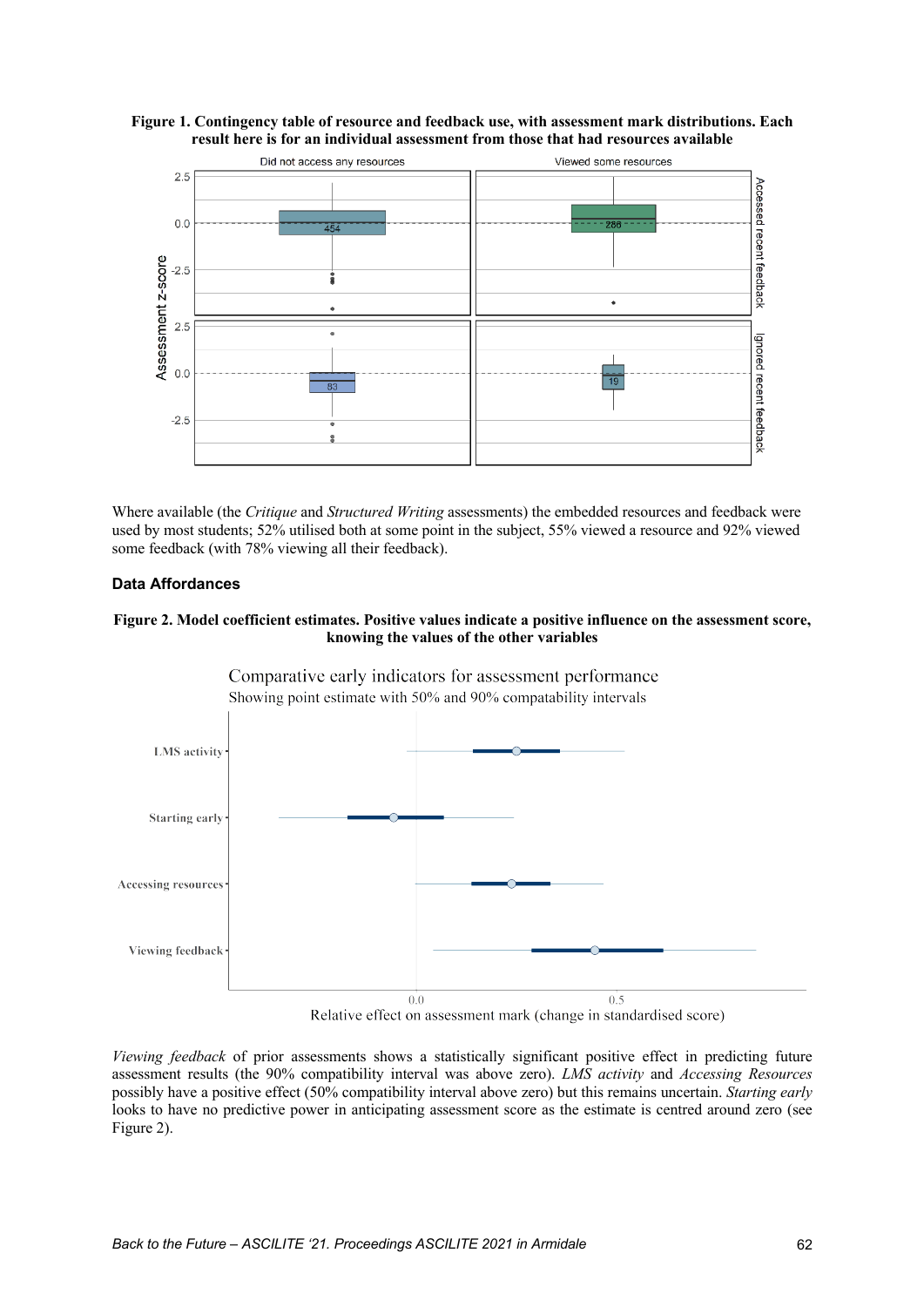**Figure 1. Contingency table of resource and feedback use, with assessment mark distributions. Each result here is for an individual assessment from those that had resources available**

Where available (the *Critique* and *Structured Writing* assessments) the embedded resources and feedback were used by most students; 52% utilised both at some point in the subject, 55% viewed a resource and 92% viewed some feedback (with 78% viewing all their feedback).

### Data Affordances

**Figure 2. Model coefficient estimates. Positive values indicate a positive influence on the assessment score, knowing the values of the other variables**

*Viewing feedback* of prior assessments shows a statistically significant positive effect in predicting future assessment results (the 90% compatibility interval was above zero). *LMS activity* and *Accessing Resources* possibly have a positive effect (50% compatibility interval above zero) but this remains uncertain. *Starting early* looks to have no predictive power in anticipating assessment score as the estimate is centred around zero (see Figure 2).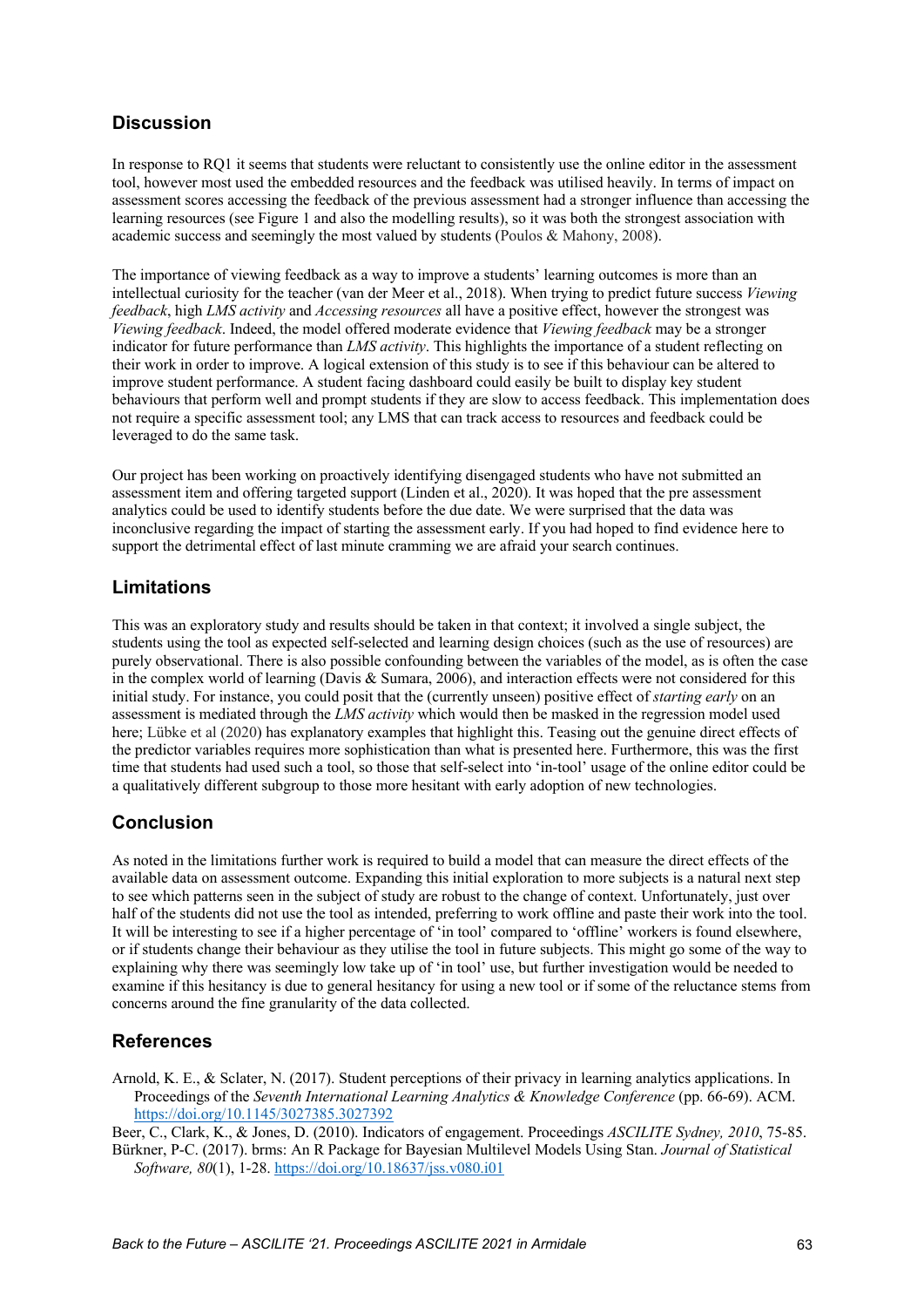## Discussion

In response to RQ1 it seems that students were reluctant to consistently use the online editor in the assessment tool, however most used the embedded resources and the feedback was utilised heavily. In terms of impact on assessment scores accessing the feedback of the previous assessment had a stronger influence than accessing the learning resources (see Figure 1 and also the modelling results), so it was both the strongest association with academic success and seemingly the most valued by students (Poulos & Mahony, 2008).

The importance of viewing feedback as a way to improve a students' learning outcomes is more than an intellectual curiosity for the teacher (van der Meer et al., 2018). When trying to predict future success *Viewing feedback*, high *LMS activity* and *Accessing resources* all have a positive effect, however the strongest was *Viewing feedback*. Indeed, the model offered moderate evidence that *Viewing feedback* may be a stronger indicator for future performance than *LMS activity*. This highlights the importance of a student reflecting on their work in order to improve. A logical extension of this study is to see if this behaviour can be altered to improve student performance. A student facing dashboard could easily be built to display key student behaviours that perform well and prompt students if they are slow to access feedback. This implementation does not require a specific assessment tool; any LMS that can track access to resources and feedback could be leveraged to do the same task.

Our project has been working on proactively identifying disengaged students who have not submitted an assessment item and offering targeted support (Linden et al., 2020). It was hoped that the pre assessment analytics could be used to identify students before the due date. We were surprised that the data was inconclusive regarding the impact of starting the assessment early. If you had hoped to find evidence here to support the detrimental effect of last minute cramming we are afraid your search continues.

## Limitations

This was an exploratory study and results should be taken in that context; it involved a single subject, the students using the tool as expected self-selected and learning design choices (such as the use of resources) are purely observational. There is also possible confounding between the variables of the model, as is often the case in the complex world of learning (Davis & Sumara, 2006), and interaction effects were not considered for this initial study. For instance, you could posit that the (currently unseen) positive effect of *starting early* on an assessment is mediated through the *LMS activity* which would then be masked in the regression model used here; Lübke et al (2020) has explanatory examples that highlight this. Teasing out the genuine direct effects of the predictor variables requires more sophistication than what is presented here. Furthermore, this was the first time that students had used such a tool, so those that self-select into 'in-tool' usage of the online editor could be a qualitatively different subgroup to those more hesitant with early adoption of new technologies.

## Conclusion

As noted in the limitations further work is required to build a model that can measure the direct effects of the available data on assessment outcome. Expanding this initial exploration to more subjects is a natural next step to see which patterns seen in the subject of study are robust to the change of context. Unfortunately, just over half of the students did not use the tool as intended, preferring to work offline and paste their work into the tool. It will be interesting to see if a higher percentage of 'in tool' compared to 'offline' workers is found elsewhere, or if students change their behaviour as they utilise the tool in future subjects. This might go some of the way to explaining why there was seemingly low take up of 'in tool' use, but further investigation would be needed to examine if this hesitancy is due to general hesitancy for using a new tool or if some of the reluctance stems from concerns around the fine granularity of the data collected.

## References

Arnold, K. E., & Sclater, N. (2017). Student perceptions of their privacy in learning analytics applications. In Proceedings of the *Seventh International Learning Analytics & Knowledge Conference* (pp. 66-69). ACM. https://doi.org/10.1145/3027385.3027392

Beer, C., Clark, K., & Jones, D. (2010). Indicators of engagement. Proceedings *ASCILITE Sydney, 2010*, 75-85.

Bürkner, P-C. (2017). brms: An R Package for Bayesian Multilevel Models Using Stan. *Journal of Statistical Software, 80*(1), 1-28. https://doi.org/10.18637/jss.v080.i01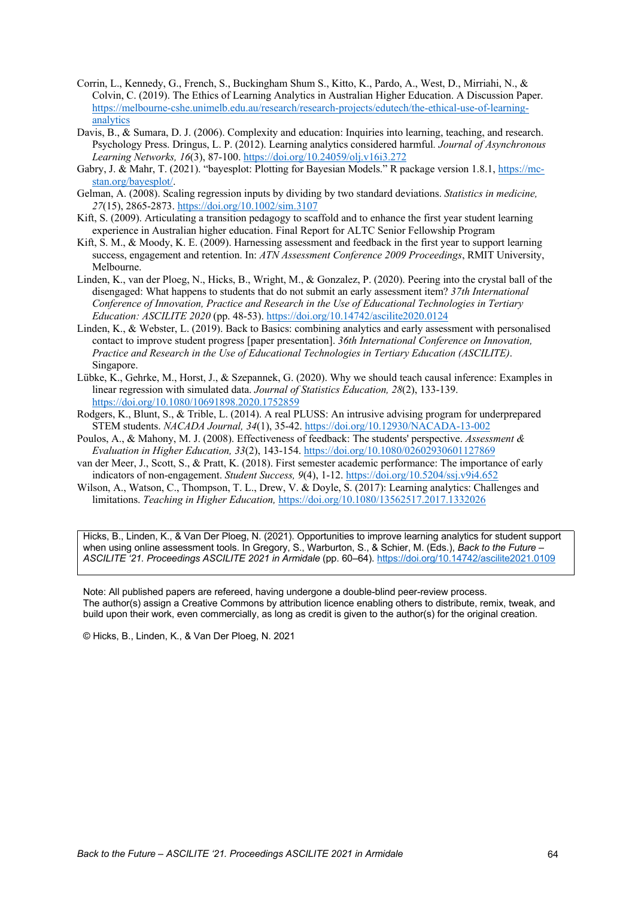Corrin, L., Kennedy, G., French, S., Buckingham Shum S., Kitto, K., Pardo, A., West, D., Mirriahi, N., & Colvin, C. (2019). The Ethics of Learning Analytics in Australian Higher Education. A Discussion Paper. https://melbourne-cshe.unimelb.edu.au/research/research-projects/edutech/the-ethical-use-of-learning-analytics

Davis, B., & Sumara, D. J. (2006). Complexity and education: Inquiries into learning, teaching, and research. Psychology Press. Dringus, L. P. (2012). Learning analytics considered harmful. *Journal of Asynchronous Learning Networks, 16*(3), 87-100. https://doi.org/10.24059/olj.v16i3.272

Gabry, J. & Mahr, T. (2021). "bayesplot: Plotting for Bayesian Models." R package version 1.8.1, https://mc-stan.org/bayesplot/.

Gelman, A. (2008). Scaling regression inputs by dividing by two standard deviations. *Statistics in medicine, 27*(15), 2865-2873. https://doi.org/10.1002/sim.3107

Kift, S. (2009). Articulating a transition pedagogy to scaffold and to enhance the first year student learning experience in Australian higher education. Final Report for ALTC Senior Fellowship Program

Kift, S. M., & Moody, K. E. (2009). Harnessing assessment and feedback in the first year to support learning success, engagement and retention. In: *ATN Assessment Conference 2009 Proceedings*, RMIT University, Melbourne.

Linden, K., van der Ploeg, N., Hicks, B., Wright, M., & Gonzalez, P. (2020). Peering into the crystal ball of the disengaged: What happens to students that do not submit an early assessment item? *37th International Conference of Innovation, Practice and Research in the Use of Educational Technologies in Tertiary Education: ASCILITE 2020* (pp. 48-53). https://doi.org/10.14742/ascilite2020.0124

Linden, K., & Webster, L. (2019). Back to Basics: combining analytics and early assessment with personalised contact to improve student progress [paper presentation]. *36th International Conference on Innovation, Practice and Research in the Use of Educational Technologies in Tertiary Education (ASCILITE)*. Singapore.

Lübke, K., Gehrke, M., Horst, J., & Szepannek, G. (2020). Why we should teach causal inference: Examples in linear regression with simulated data. *Journal of Statistics Education, 28*(2), 133-139. https://doi.org/10.1080/10691898.2020.1752859

Rodgers, K., Blunt, S., & Trible, L. (2014). A real PLUSS: An intrusive advising program for underprepared STEM students. *NACADA Journal, 34*(1), 35-42. https://doi.org/10.12930/NACADA-13-002

Poulos, A., & Mahony, M. J. (2008). Effectiveness of feedback: The students' perspective. *Assessment & Evaluation in Higher Education, 33*(2), 143-154. https://doi.org/10.1080/02602930601127869

van der Meer, J., Scott, S., & Pratt, K. (2018). First semester academic performance: The importance of early indicators of non-engagement. *Student Success, 9*(4), 1-12. https://doi.org/10.5204/ssj.v9i4.652

Wilson, A., Watson, C., Thompson, T. L., Drew, V. & Doyle, S. (2017): Learning analytics: Challenges and limitations. *Teaching in Higher Education,* https://doi.org/10.1080/13562517.2017.1332026

Hicks, B., Linden, K., & Van Der Ploeg, N. (2021). Opportunities to improve learning analytics for student support when using online assessment tools. In Gregory, S., Warburton, S., & Schier, M. (Eds.), *Back to the Future – ASCILITE '21. Proceedings ASCILITE 2021 in Armidale* (pp. 60–64). https://doi.org/10.14742/ascilite2021.0109

Note: All published papers are refereed, having undergone a double-blind peer-review process.
The author(s) assign a Creative Commons by attribution licence enabling others to distribute, remix, tweak, and build upon their work, even commercially, as long as credit is given to the author(s) for the original creation.

© Hicks, B., Linden, K., & Van Der Ploeg, N. 2021